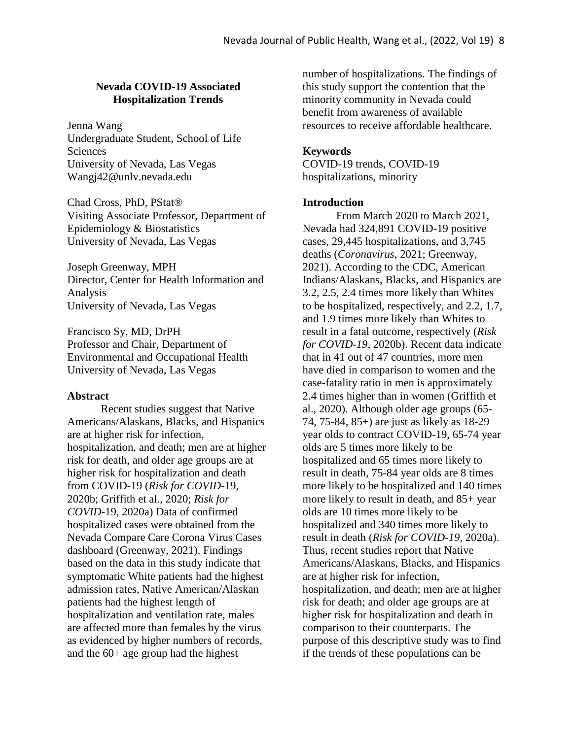# Nevada COVID-19 Associated Hospitalization Trends

Jenna Wang
Undergraduate Student, School of Life Sciences
University of Nevada, Las Vegas
Wangj42@unlv.nevada.edu

Chad Cross, PhD, PStat®
Visiting Associate Professor, Department of Epidemiology & Biostatistics
University of Nevada, Las Vegas

Joseph Greenway, MPH
Director, Center for Health Information and Analysis
University of Nevada, Las Vegas

Francisco Sy, MD, DrPH
Professor and Chair, Department of Environmental and Occupational Health
University of Nevada, Las Vegas

## Abstract

Recent studies suggest that Native Americans/Alaskans, Blacks, and Hispanics are at higher risk for infection, hospitalization, and death; men are at higher risk for death, and older age groups are at higher risk for hospitalization and death from COVID-19 (*Risk for COVID*-19, 2020b; Griffith et al., 2020; *Risk for COVID*-19, 2020a) Data of confirmed hospitalized cases were obtained from the Nevada Compare Care Corona Virus Cases dashboard (Greenway, 2021). Findings based on the data in this study indicate that symptomatic White patients had the highest admission rates, Native American/Alaskan patients had the highest length of hospitalization and ventilation rate, males are affected more than females by the virus as evidenced by higher numbers of records, and the 60+ age group had the highest number of hospitalizations. The findings of this study support the contention that the minority community in Nevada could benefit from awareness of available resources to receive affordable healthcare.

## Keywords

COVID-19 trends, COVID-19 hospitalizations, minority

## Introduction

From March 2020 to March 2021, Nevada had 324,891 COVID-19 positive cases, 29,445 hospitalizations, and 3,745 deaths (*Coronavirus*, 2021; Greenway, 2021). According to the CDC, American Indians/Alaskans, Blacks, and Hispanics are 3.2, 2.5, 2.4 times more likely than Whites to be hospitalized, respectively, and 2.2, 1.7, and 1.9 times more likely than Whites to result in a fatal outcome, respectively (*Risk for COVID-19*, 2020b). Recent data indicate that in 41 out of 47 countries, more men have died in comparison to women and the case-fatality ratio in men is approximately 2.4 times higher than in women (Griffith et al., 2020). Although older age groups (65-74, 75-84, 85+) are just as likely as 18-29 year olds to contract COVID-19, 65-74 year olds are 5 times more likely to be hospitalized and 65 times more likely to result in death, 75-84 year olds are 8 times more likely to be hospitalized and 140 times more likely to result in death, and 85+ year olds are 10 times more likely to be hospitalized and 340 times more likely to result in death (*Risk for COVID-19*, 2020a). Thus, recent studies report that Native Americans/Alaskans, Blacks, and Hispanics are at higher risk for infection, hospitalization, and death; men are at higher risk for death; and older age groups are at higher risk for hospitalization and death in comparison to their counterparts. The purpose of this descriptive study was to find if the trends of these populations can be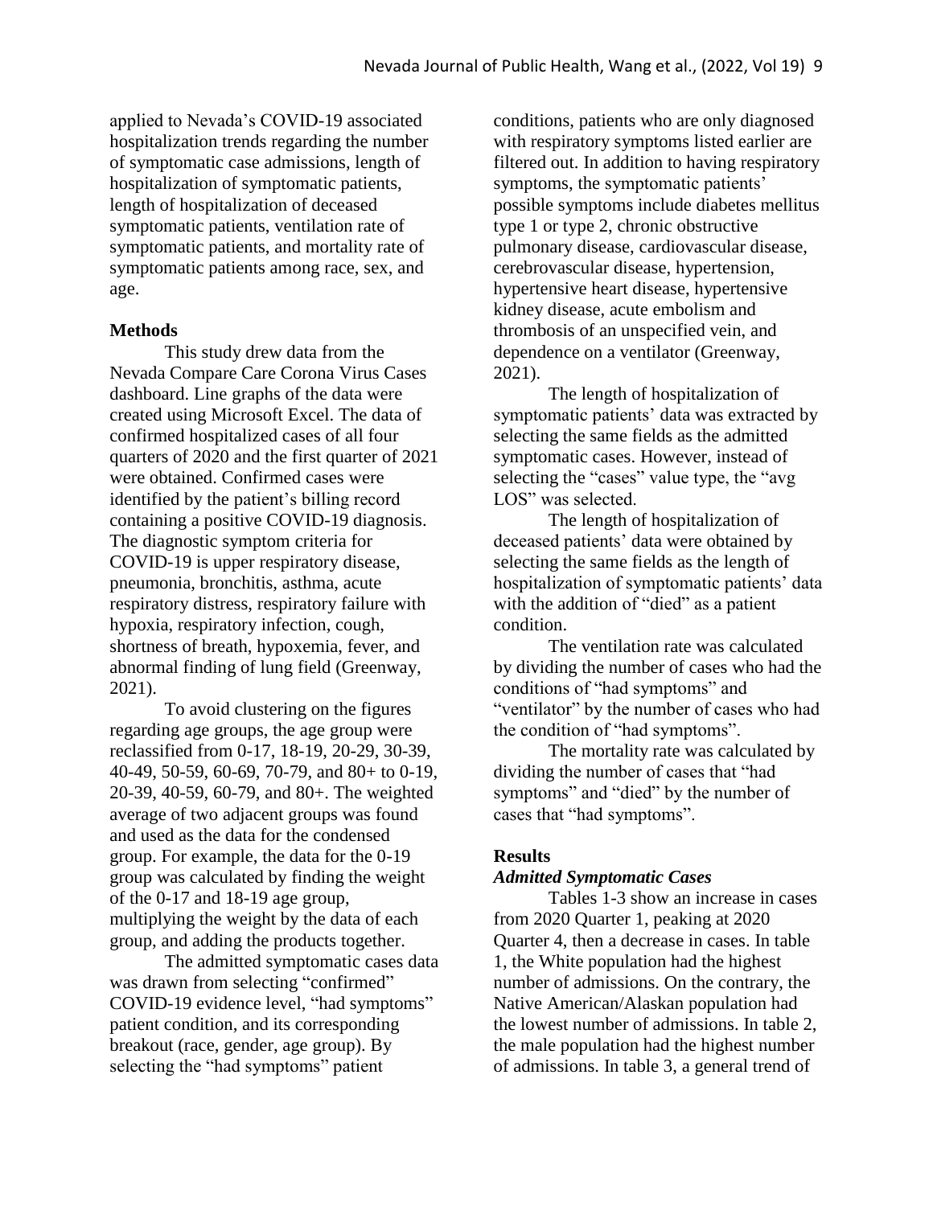applied to Nevada's COVID-19 associated hospitalization trends regarding the number of symptomatic case admissions, length of hospitalization of symptomatic patients, length of hospitalization of deceased symptomatic patients, ventilation rate of symptomatic patients, and mortality rate of symptomatic patients among race, sex, and age.

## Methods

This study drew data from the Nevada Compare Care Corona Virus Cases dashboard. Line graphs of the data were created using Microsoft Excel. The data of confirmed hospitalized cases of all four quarters of 2020 and the first quarter of 2021 were obtained. Confirmed cases were identified by the patient's billing record containing a positive COVID-19 diagnosis. The diagnostic symptom criteria for COVID-19 is upper respiratory disease, pneumonia, bronchitis, asthma, acute respiratory distress, respiratory failure with hypoxia, respiratory infection, cough, shortness of breath, hypoxemia, fever, and abnormal finding of lung field (Greenway, 2021).

To avoid clustering on the figures regarding age groups, the age group were reclassified from 0-17, 18-19, 20-29, 30-39, 40-49, 50-59, 60-69, 70-79, and 80+ to 0-19, 20-39, 40-59, 60-79, and 80+. The weighted average of two adjacent groups was found and used as the data for the condensed group. For example, the data for the 0-19 group was calculated by finding the weight of the 0-17 and 18-19 age group, multiplying the weight by the data of each group, and adding the products together.

The admitted symptomatic cases data was drawn from selecting "confirmed" COVID-19 evidence level, "had symptoms" patient condition, and its corresponding breakout (race, gender, age group). By selecting the "had symptoms" patient conditions, patients who are only diagnosed with respiratory symptoms listed earlier are filtered out. In addition to having respiratory symptoms, the symptomatic patients' possible symptoms include diabetes mellitus type 1 or type 2, chronic obstructive pulmonary disease, cardiovascular disease, cerebrovascular disease, hypertension, hypertensive heart disease, hypertensive kidney disease, acute embolism and thrombosis of an unspecified vein, and dependence on a ventilator (Greenway, 2021).

The length of hospitalization of symptomatic patients' data was extracted by selecting the same fields as the admitted symptomatic cases. However, instead of selecting the "cases" value type, the "avg LOS" was selected.

The length of hospitalization of deceased patients' data were obtained by selecting the same fields as the length of hospitalization of symptomatic patients' data with the addition of "died" as a patient condition.

The ventilation rate was calculated by dividing the number of cases who had the conditions of "had symptoms" and "ventilator" by the number of cases who had the condition of "had symptoms".

The mortality rate was calculated by dividing the number of cases that "had symptoms" and "died" by the number of cases that "had symptoms".

## Results

### *Admitted Symptomatic Cases*

Tables 1-3 show an increase in cases from 2020 Quarter 1, peaking at 2020 Quarter 4, then a decrease in cases. In table 1, the White population had the highest number of admissions. On the contrary, the Native American/Alaskan population had the lowest number of admissions. In table 2, the male population had the highest number of admissions. In table 3, a general trend of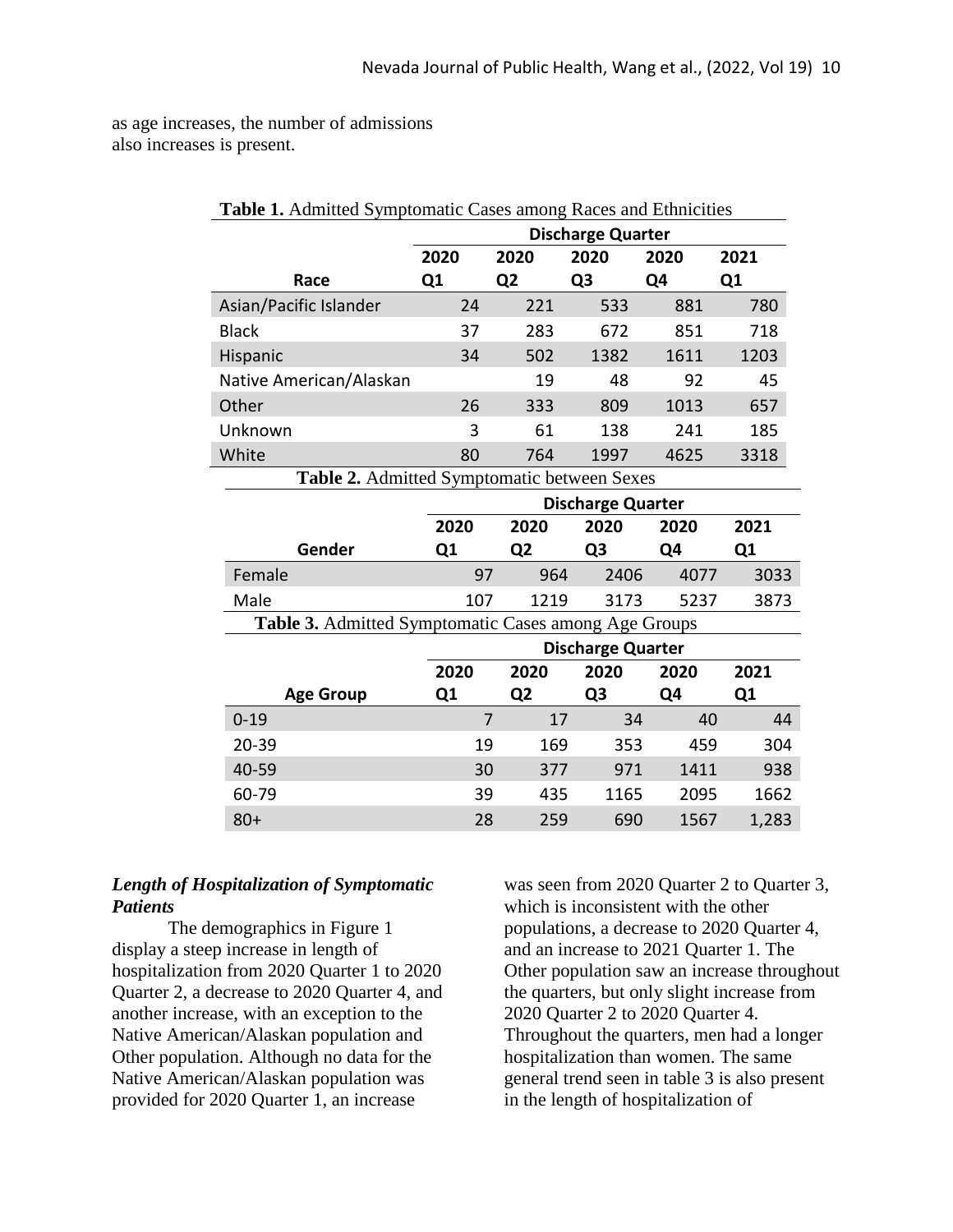as age increases, the number of admissions also increases is present.

**Table 1.** Admitted Symptomatic Cases among Races and Ethnicities

| | Discharge Quarter | | | | |
|---|---|---|---|---|---|
| Race | 2020 Q1 | 2020 Q2 | 2020 Q3 | 2020 Q4 | 2021 Q1 |
| Asian/Pacific Islander | 24 | 221 | 533 | 881 | 780 |
| Black | 37 | 283 | 672 | 851 | 718 |
| Hispanic | 34 | 502 | 1382 | 1611 | 1203 |
| Native American/Alaskan | | 19 | 48 | 92 | 45 |
| Other | 26 | 333 | 809 | 1013 | 657 |
| Unknown | 3 | 61 | 138 | 241 | 185 |
| White | 80 | 764 | 1997 | 4625 | 3318 |

**Table 2.** Admitted Symptomatic between Sexes

| | Discharge Quarter | | | | |
|---|---|---|---|---|---|
| Gender | 2020 Q1 | 2020 Q2 | 2020 Q3 | 2020 Q4 | 2021 Q1 |
| Female | 97 | 964 | 2406 | 4077 | 3033 |
| Male | 107 | 1219 | 3173 | 5237 | 3873 |

**Table 3.** Admitted Symptomatic Cases among Age Groups

| | Discharge Quarter | | | | |
|---|---|---|---|---|---|
| Age Group | 2020 Q1 | 2020 Q2 | 2020 Q3 | 2020 Q4 | 2021 Q1 |
| 0-19 | 7 | 17 | 34 | 40 | 44 |
| 20-39 | 19 | 169 | 353 | 459 | 304 |
| 40-59 | 30 | 377 | 971 | 1411 | 938 |
| 60-79 | 39 | 435 | 1165 | 2095 | 1662 |
| 80+ | 28 | 259 | 690 | 1567 | 1,283 |

### *Length of Hospitalization of Symptomatic Patients*

The demographics in Figure 1 display a steep increase in length of hospitalization from 2020 Quarter 1 to 2020 Quarter 2, a decrease to 2020 Quarter 4, and another increase, with an exception to the Native American/Alaskan population and Other population. Although no data for the Native American/Alaskan population was provided for 2020 Quarter 1, an increase was seen from 2020 Quarter 2 to Quarter 3, which is inconsistent with the other populations, a decrease to 2020 Quarter 4, and an increase to 2021 Quarter 1. The Other population saw an increase throughout the quarters, but only slight increase from 2020 Quarter 2 to 2020 Quarter 4. Throughout the quarters, men had a longer hospitalization than women. The same general trend seen in table 3 is also present in the length of hospitalization of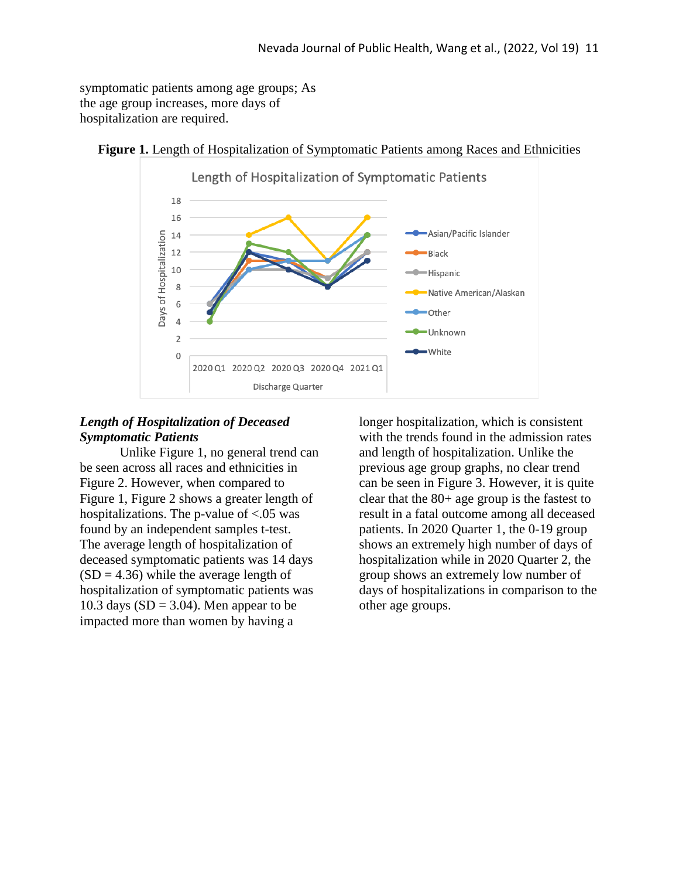symptomatic patients among age groups; As the age group increases, more days of hospitalization are required.

**Figure 1.** Length of Hospitalization of Symptomatic Patients among Races and Ethnicities

### *Length of Hospitalization of Deceased Symptomatic Patients*

Unlike Figure 1, no general trend can be seen across all races and ethnicities in Figure 2. However, when compared to Figure 1, Figure 2 shows a greater length of hospitalizations. The p-value of <.05 was found by an independent samples t-test. The average length of hospitalization of deceased symptomatic patients was 14 days (SD = 4.36) while the average length of hospitalization of symptomatic patients was 10.3 days (SD = 3.04). Men appear to be impacted more than women by having a longer hospitalization, which is consistent with the trends found in the admission rates and length of hospitalization. Unlike the previous age group graphs, no clear trend can be seen in Figure 3. However, it is quite clear that the 80+ age group is the fastest to result in a fatal outcome among all deceased patients. In 2020 Quarter 1, the 0-19 group shows an extremely high number of days of hospitalization while in 2020 Quarter 2, the group shows an extremely low number of days of hospitalizations in comparison to the other age groups.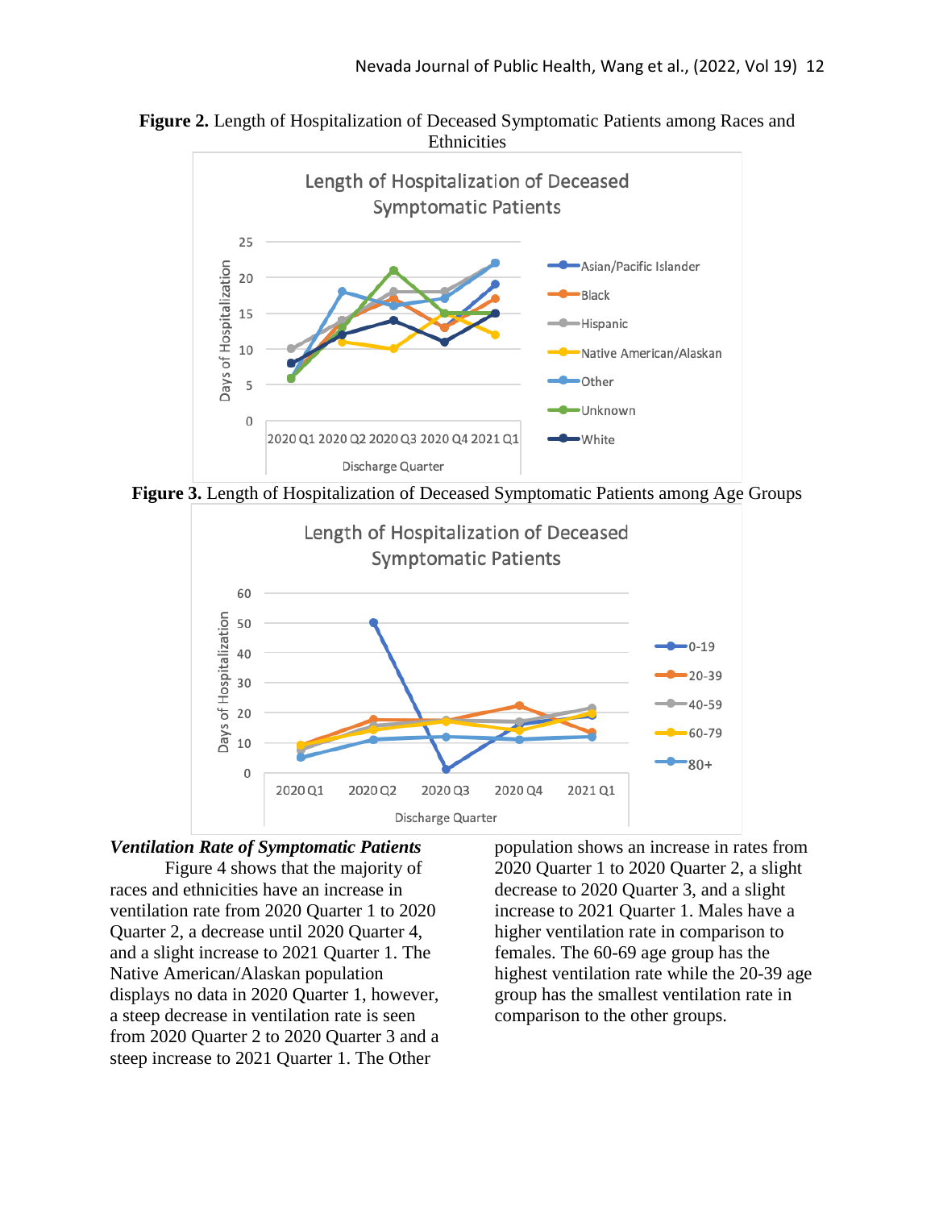**Figure 2.** Length of Hospitalization of Deceased Symptomatic Patients among Races and Ethnicities

**Figure 3.** Length of Hospitalization of Deceased Symptomatic Patients among Age Groups

### *Ventilation Rate of Symptomatic Patients*

Figure 4 shows that the majority of races and ethnicities have an increase in ventilation rate from 2020 Quarter 1 to 2020 Quarter 2, a decrease until 2020 Quarter 4, and a slight increase to 2021 Quarter 1. The Native American/Alaskan population displays no data in 2020 Quarter 1, however, a steep decrease in ventilation rate is seen from 2020 Quarter 2 to 2020 Quarter 3 and a steep increase to 2021 Quarter 1. The Other population shows an increase in rates from 2020 Quarter 1 to 2020 Quarter 2, a slight decrease to 2020 Quarter 3, and a slight increase to 2021 Quarter 1. Males have a higher ventilation rate in comparison to females. The 60-69 age group has the highest ventilation rate while the 20-39 age group has the smallest ventilation rate in comparison to the other groups.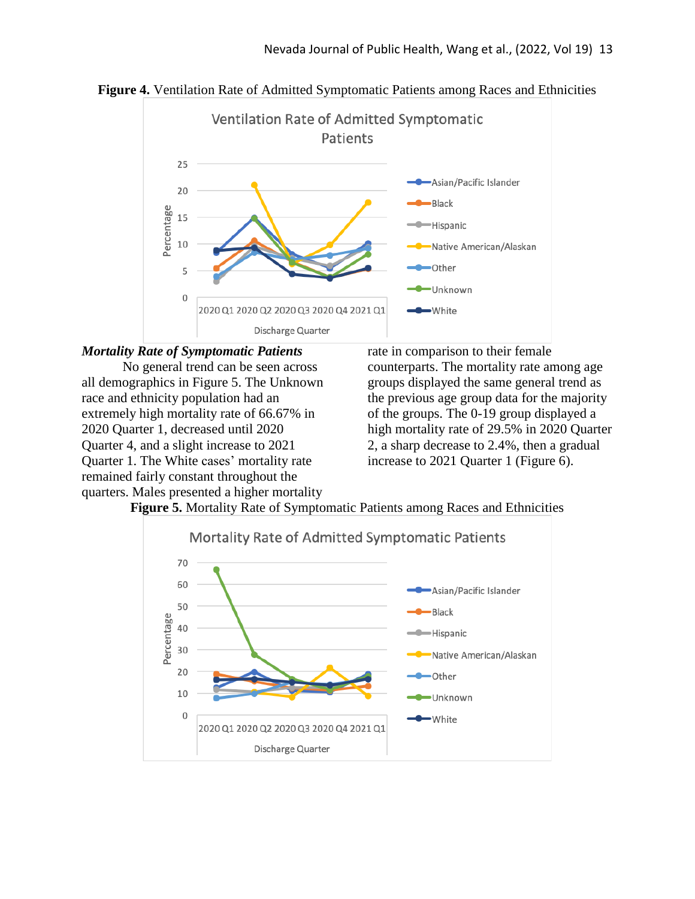**Figure 4.** Ventilation Rate of Admitted Symptomatic Patients among Races and Ethnicities

***Mortality Rate of Symptomatic Patients***

No general trend can be seen across all demographics in Figure 5. The Unknown race and ethnicity population had an extremely high mortality rate of 66.67% in 2020 Quarter 1, decreased until 2020 Quarter 4, and a slight increase to 2021 Quarter 1. The White cases' mortality rate remained fairly constant throughout the quarters. Males presented a higher mortality rate in comparison to their female counterparts. The mortality rate among age groups displayed the same general trend as the previous age group data for the majority of the groups. The 0-19 group displayed a high mortality rate of 29.5% in 2020 Quarter 2, a sharp decrease to 2.4%, then a gradual increase to 2021 Quarter 1 (Figure 6).

**Figure 5.** Mortality Rate of Symptomatic Patients among Races and Ethnicities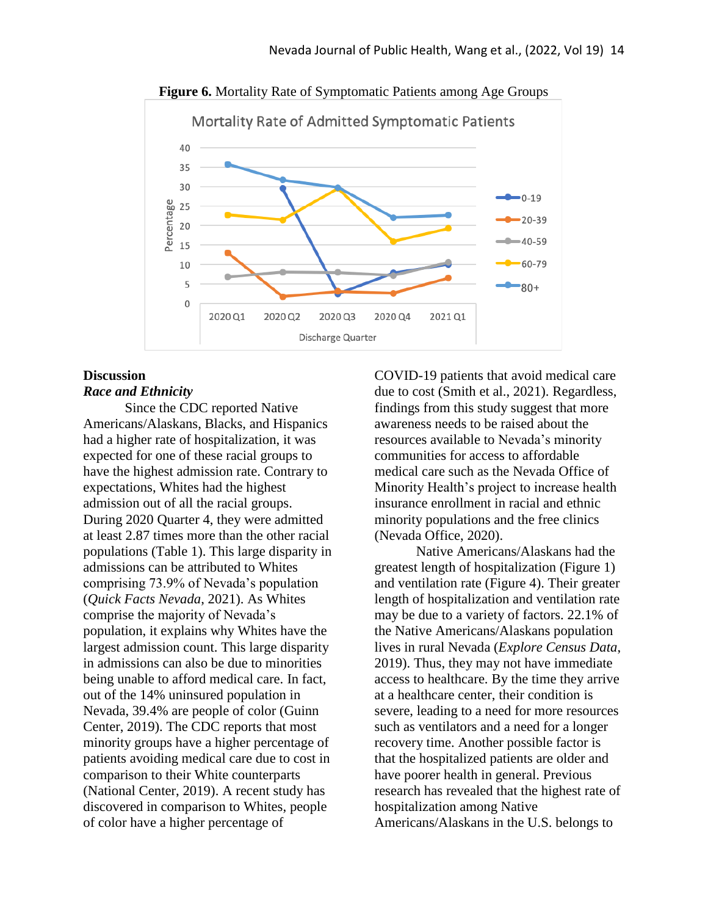**Figure 6.** Mortality Rate of Symptomatic Patients among Age Groups

## Discussion

### *Race and Ethnicity*

Since the CDC reported Native Americans/Alaskans, Blacks, and Hispanics had a higher rate of hospitalization, it was expected for one of these racial groups to have the highest admission rate. Contrary to expectations, Whites had the highest admission out of all the racial groups. During 2020 Quarter 4, they were admitted at least 2.87 times more than the other racial populations (Table 1). This large disparity in admissions can be attributed to Whites comprising 73.9% of Nevada's population (*Quick Facts Nevada*, 2021). As Whites comprise the majority of Nevada's population, it explains why Whites have the largest admission count. This large disparity in admissions can also be due to minorities being unable to afford medical care. In fact, out of the 14% uninsured population in Nevada, 39.4% are people of color (Guinn Center, 2019). The CDC reports that most minority groups have a higher percentage of patients avoiding medical care due to cost in comparison to their White counterparts (National Center, 2019). A recent study has discovered in comparison to Whites, people of color have a higher percentage of COVID-19 patients that avoid medical care due to cost (Smith et al., 2021). Regardless, findings from this study suggest that more awareness needs to be raised about the resources available to Nevada's minority communities for access to affordable medical care such as the Nevada Office of Minority Health's project to increase health insurance enrollment in racial and ethnic minority populations and the free clinics (Nevada Office, 2020).

Native Americans/Alaskans had the greatest length of hospitalization (Figure 1) and ventilation rate (Figure 4). Their greater length of hospitalization and ventilation rate may be due to a variety of factors. 22.1% of the Native Americans/Alaskans population lives in rural Nevada (*Explore Census Data*, 2019). Thus, they may not have immediate access to healthcare. By the time they arrive at a healthcare center, their condition is severe, leading to a need for more resources such as ventilators and a need for a longer recovery time. Another possible factor is that the hospitalized patients are older and have poorer health in general. Previous research has revealed that the highest rate of hospitalization among Native Americans/Alaskans in the U.S. belongs to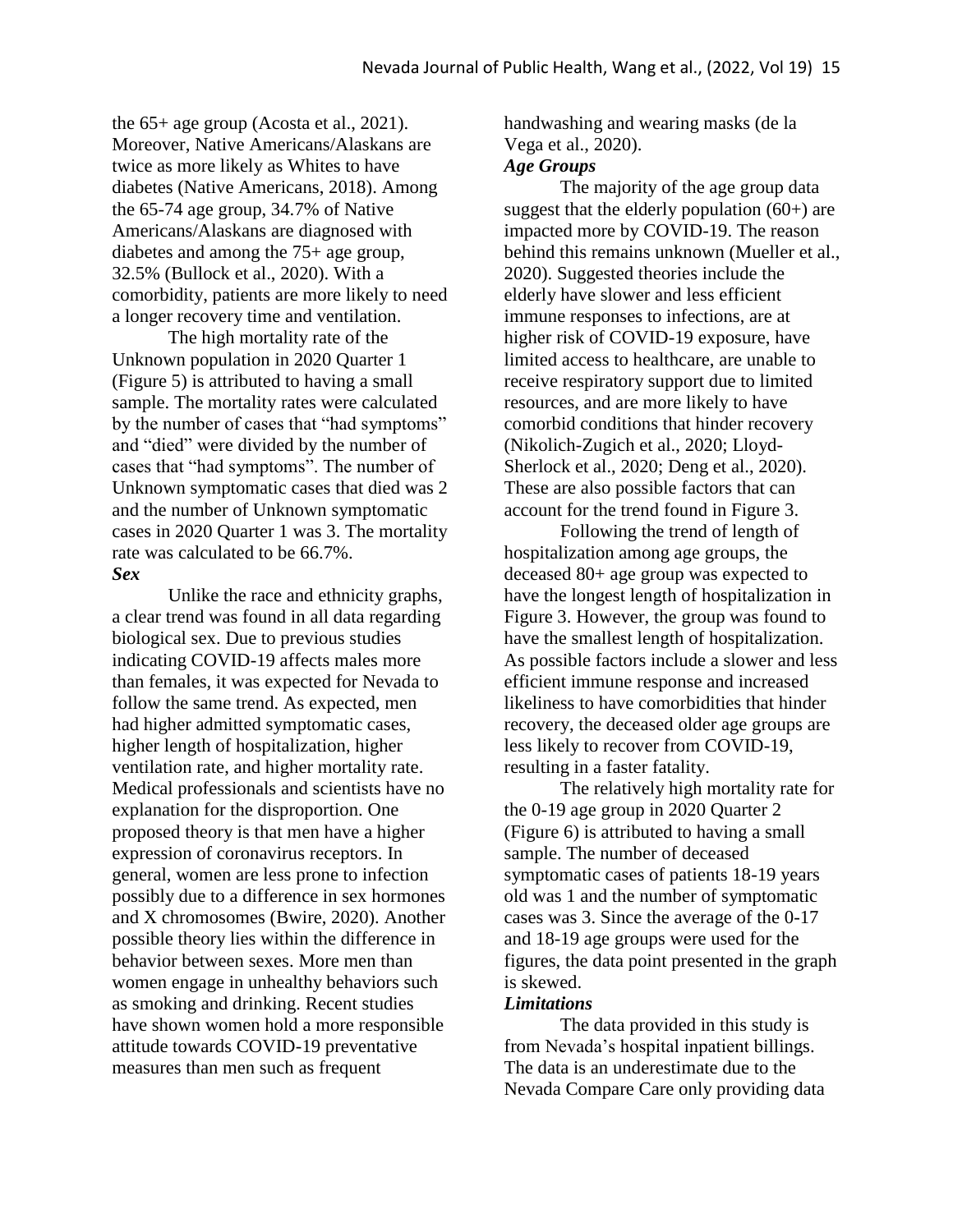the 65+ age group (Acosta et al., 2021). Moreover, Native Americans/Alaskans are twice as more likely as Whites to have diabetes (Native Americans, 2018). Among the 65-74 age group, 34.7% of Native Americans/Alaskans are diagnosed with diabetes and among the 75+ age group, 32.5% (Bullock et al., 2020). With a comorbidity, patients are more likely to need a longer recovery time and ventilation.

The high mortality rate of the Unknown population in 2020 Quarter 1 (Figure 5) is attributed to having a small sample. The mortality rates were calculated by the number of cases that "had symptoms" and "died" were divided by the number of cases that "had symptoms". The number of Unknown symptomatic cases that died was 2 and the number of Unknown symptomatic cases in 2020 Quarter 1 was 3. The mortality rate was calculated to be 66.7%.

### *Sex*

Unlike the race and ethnicity graphs, a clear trend was found in all data regarding biological sex. Due to previous studies indicating COVID-19 affects males more than females, it was expected for Nevada to follow the same trend. As expected, men had higher admitted symptomatic cases, higher length of hospitalization, higher ventilation rate, and higher mortality rate. Medical professionals and scientists have no explanation for the disproportion. One proposed theory is that men have a higher expression of coronavirus receptors. In general, women are less prone to infection possibly due to a difference in sex hormones and X chromosomes (Bwire, 2020). Another possible theory lies within the difference in behavior between sexes. More men than women engage in unhealthy behaviors such as smoking and drinking. Recent studies have shown women hold a more responsible attitude towards COVID-19 preventative measures than men such as frequent handwashing and wearing masks (de la Vega et al., 2020).

### *Age Groups*

The majority of the age group data suggest that the elderly population (60+) are impacted more by COVID-19. The reason behind this remains unknown (Mueller et al., 2020). Suggested theories include the elderly have slower and less efficient immune responses to infections, are at higher risk of COVID-19 exposure, have limited access to healthcare, are unable to receive respiratory support due to limited resources, and are more likely to have comorbid conditions that hinder recovery (Nikolich-Zugich et al., 2020; Lloyd-Sherlock et al., 2020; Deng et al., 2020). These are also possible factors that can account for the trend found in Figure 3.

Following the trend of length of hospitalization among age groups, the deceased 80+ age group was expected to have the longest length of hospitalization in Figure 3. However, the group was found to have the smallest length of hospitalization. As possible factors include a slower and less efficient immune response and increased likeliness to have comorbidities that hinder recovery, the deceased older age groups are less likely to recover from COVID-19, resulting in a faster fatality.

The relatively high mortality rate for the 0-19 age group in 2020 Quarter 2 (Figure 6) is attributed to having a small sample. The number of deceased symptomatic cases of patients 18-19 years old was 1 and the number of symptomatic cases was 3. Since the average of the 0-17 and 18-19 age groups were used for the figures, the data point presented in the graph is skewed.

### *Limitations*

The data provided in this study is from Nevada's hospital inpatient billings. The data is an underestimate due to the Nevada Compare Care only providing data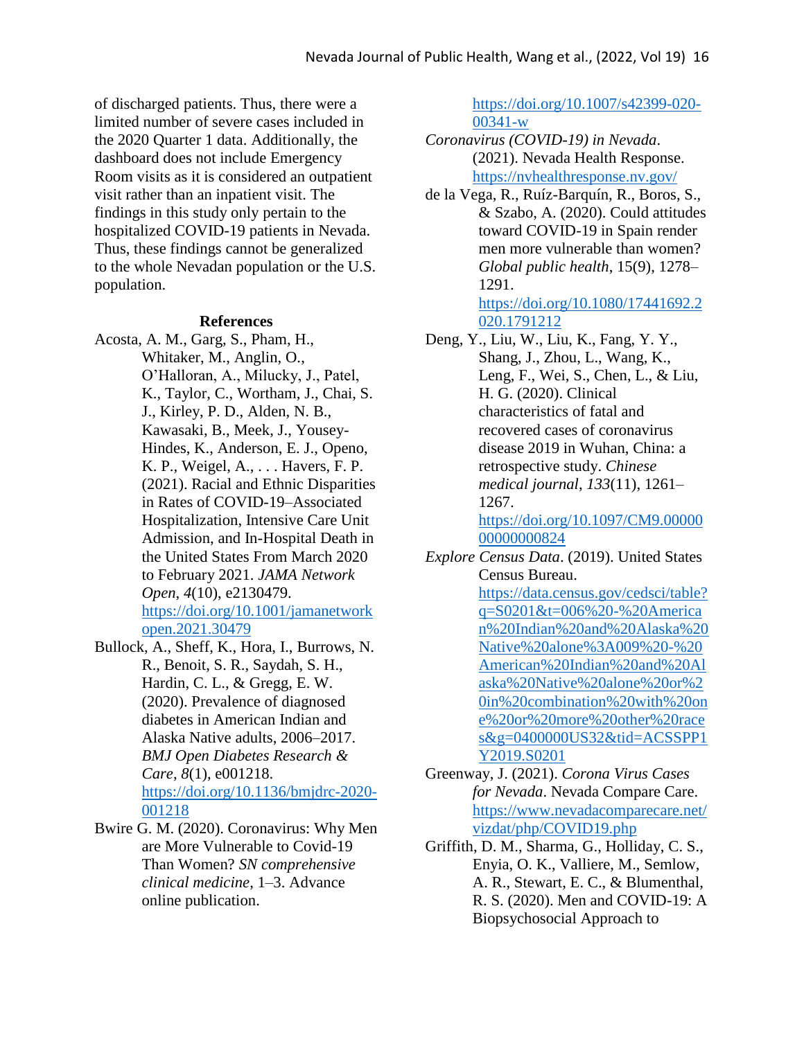of discharged patients. Thus, there were a limited number of severe cases included in the 2020 Quarter 1 data. Additionally, the dashboard does not include Emergency Room visits as it is considered an outpatient visit rather than an inpatient visit. The findings in this study only pertain to the hospitalized COVID-19 patients in Nevada. Thus, these findings cannot be generalized to the whole Nevadan population or the U.S. population.

**References**

Acosta, A. M., Garg, S., Pham, H., Whitaker, M., Anglin, O., O'Halloran, A., Milucky, J., Patel, K., Taylor, C., Wortham, J., Chai, S. J., Kirley, P. D., Alden, N. B., Kawasaki, B., Meek, J., Yousey-Hindes, K., Anderson, E. J., Openo, K. P., Weigel, A., . . . Havers, F. P. (2021). Racial and Ethnic Disparities in Rates of COVID-19–Associated Hospitalization, Intensive Care Unit Admission, and In-Hospital Death in the United States From March 2020 to February 2021. *JAMA Network Open*, *4*(10), e2130479. https://doi.org/10.1001/jamanetworkopen.2021.30479

Bullock, A., Sheff, K., Hora, I., Burrows, N. R., Benoit, S. R., Saydah, S. H., Hardin, C. L., & Gregg, E. W. (2020). Prevalence of diagnosed diabetes in American Indian and Alaska Native adults, 2006–2017. *BMJ Open Diabetes Research & Care*, *8*(1), e001218. https://doi.org/10.1136/bmjdrc-2020-001218

Bwire G. M. (2020). Coronavirus: Why Men are More Vulnerable to Covid-19 Than Women? *SN comprehensive clinical medicine*, 1–3. Advance online publication. https://doi.org/10.1007/s42399-020-00341-w

*Coronavirus (COVID-19) in Nevada*. (2021). Nevada Health Response. https://nvhealthresponse.nv.gov/

de la Vega, R., Ruíz-Barquín, R., Boros, S., & Szabo, A. (2020). Could attitudes toward COVID-19 in Spain render men more vulnerable than women? *Global public health*, 15(9), 1278–1291. https://doi.org/10.1080/17441692.2020.1791212

Deng, Y., Liu, W., Liu, K., Fang, Y. Y., Shang, J., Zhou, L., Wang, K., Leng, F., Wei, S., Chen, L., & Liu, H. G. (2020). Clinical characteristics of fatal and recovered cases of coronavirus disease 2019 in Wuhan, China: a retrospective study. *Chinese medical journal*, *133*(11), 1261–1267. https://doi.org/10.1097/CM9.0000000000000824

*Explore Census Data*. (2019). United States Census Bureau. https://data.census.gov/cedsci/table?q=S0201&t=006%20-%20American%20Indian%20and%20Alaska%20Native%20alone%3A009%20-%20American%20Indian%20and%20Alaska%20Native%20alone%20or%20in%20combination%20with%20one%20or%20more%20other%20races&g=0400000US32&tid=ACSSPP1Y2019.S0201

Greenway, J. (2021). *Corona Virus Cases for Nevada*. Nevada Compare Care. https://www.nevadacomparecare.net/vizdat/php/COVID19.php

Griffith, D. M., Sharma, G., Holliday, C. S., Enyia, O. K., Valliere, M., Semlow, A. R., Stewart, E. C., & Blumenthal, R. S. (2020). Men and COVID-19: A Biopsychosocial Approach to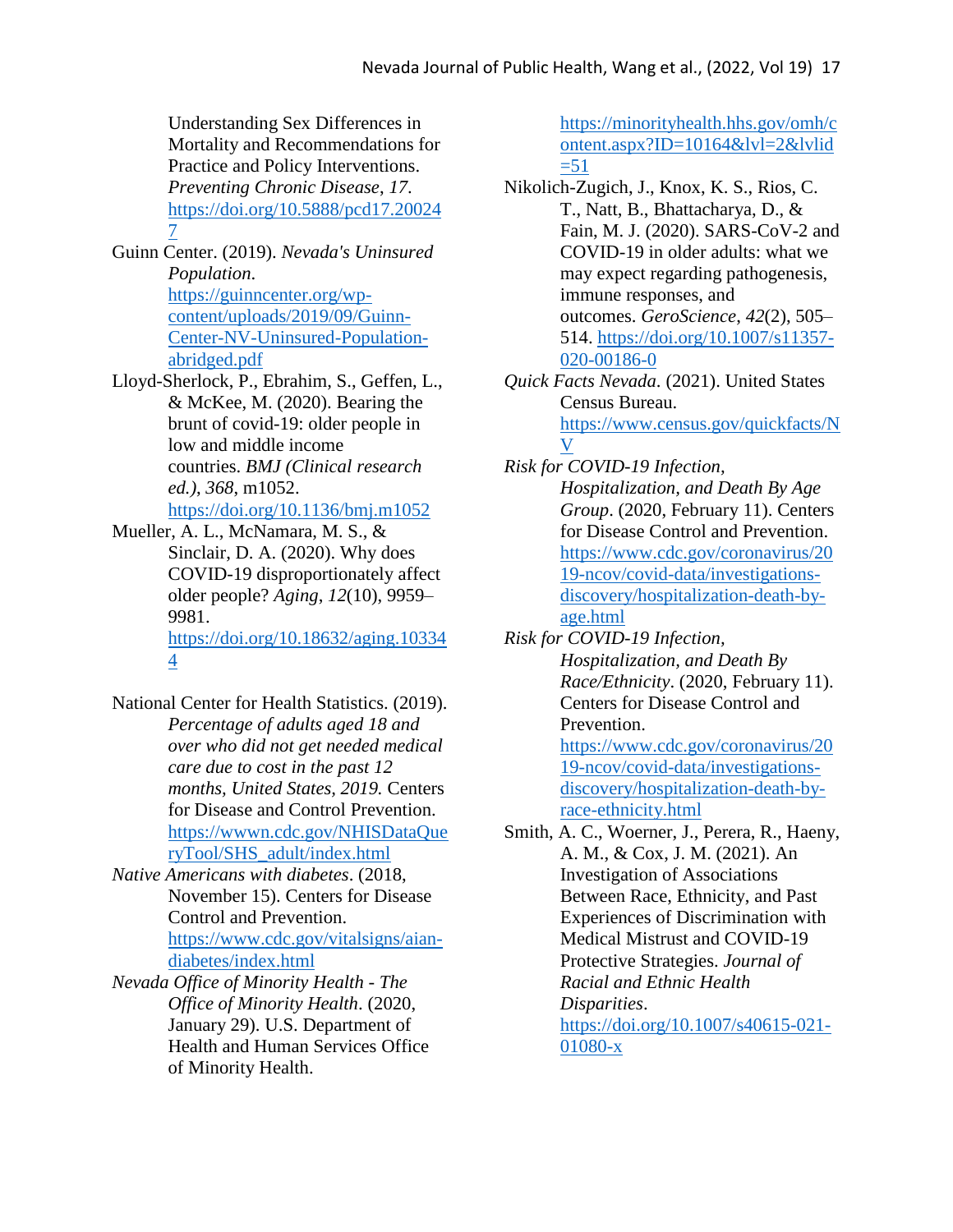Understanding Sex Differences in Mortality and Recommendations for Practice and Policy Interventions. *Preventing Chronic Disease*, *17*. https://doi.org/10.5888/pcd17.200247

Guinn Center. (2019). *Nevada's Uninsured Population*. https://guinncenter.org/wp-content/uploads/2019/09/Guinn-Center-NV-Uninsured-Population-abridged.pdf

Lloyd-Sherlock, P., Ebrahim, S., Geffen, L., & McKee, M. (2020). Bearing the brunt of covid-19: older people in low and middle income countries. *BMJ (Clinical research ed.)*, *368*, m1052. https://doi.org/10.1136/bmj.m1052

Mueller, A. L., McNamara, M. S., & Sinclair, D. A. (2020). Why does COVID-19 disproportionately affect older people? *Aging*, *12*(10), 9959–9981. https://doi.org/10.18632/aging.103344

National Center for Health Statistics. (2019). *Percentage of adults aged 18 and over who did not get needed medical care due to cost in the past 12 months, United States, 2019.* Centers for Disease and Control Prevention. https://wwwn.cdc.gov/NHISDataQueryTool/SHS_adult/index.html

*Native Americans with diabetes*. (2018, November 15). Centers for Disease Control and Prevention. https://www.cdc.gov/vitalsigns/aian-diabetes/index.html

*Nevada Office of Minority Health - The Office of Minority Health*. (2020, January 29). U.S. Department of Health and Human Services Office of Minority Health. https://minorityhealth.hhs.gov/omh/content.aspx?ID=10164&lvl=2&lvlid=51

Nikolich-Zugich, J., Knox, K. S., Rios, C. T., Natt, B., Bhattacharya, D., & Fain, M. J. (2020). SARS-CoV-2 and COVID-19 in older adults: what we may expect regarding pathogenesis, immune responses, and outcomes. *GeroScience*, *42*(2), 505–514. https://doi.org/10.1007/s11357-020-00186-0

*Quick Facts Nevada*. (2021). United States Census Bureau. https://www.census.gov/quickfacts/NV

*Risk for COVID-19 Infection, Hospitalization, and Death By Age Group*. (2020, February 11). Centers for Disease Control and Prevention. https://www.cdc.gov/coronavirus/2019-ncov/covid-data/investigations-discovery/hospitalization-death-by-age.html

*Risk for COVID-19 Infection, Hospitalization, and Death By Race/Ethnicity*. (2020, February 11). Centers for Disease Control and Prevention. https://www.cdc.gov/coronavirus/2019-ncov/covid-data/investigations-discovery/hospitalization-death-by-race-ethnicity.html

Smith, A. C., Woerner, J., Perera, R., Haeny, A. M., & Cox, J. M. (2021). An Investigation of Associations Between Race, Ethnicity, and Past Experiences of Discrimination with Medical Mistrust and COVID-19 Protective Strategies. *Journal of Racial and Ethnic Health Disparities*. https://doi.org/10.1007/s40615-021-01080-x